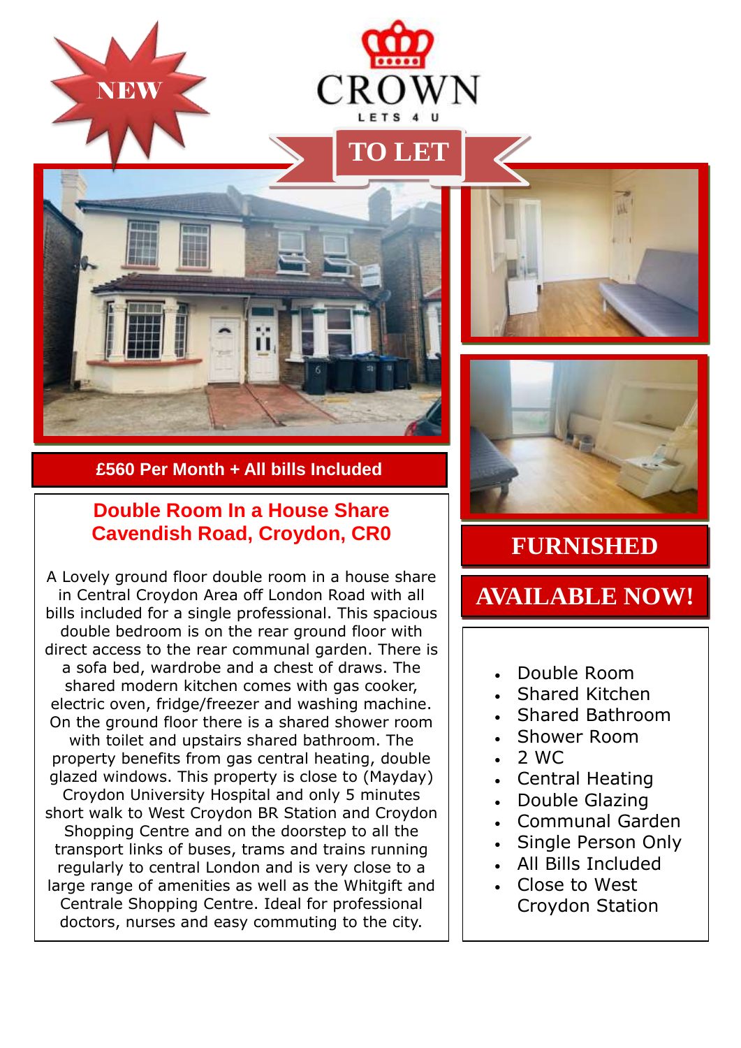NEW

# CROWN

LETS 4 U

TO LET

**£560 Per Month + All bills Included**

## Double Room In a House Share
## Cavendish Road, Croydon, CR0

A Lovely ground floor double room in a house share in Central Croydon Area off London Road with all bills included for a single professional. This spacious double bedroom is on the rear ground floor with direct access to the rear communal garden. There is a sofa bed, wardrobe and a chest of draws. The shared modern kitchen comes with gas cooker, electric oven, fridge/freezer and washing machine. On the ground floor there is a shared shower room with toilet and upstairs shared bathroom. The property benefits from gas central heating, double glazed windows. This property is close to (Mayday) Croydon University Hospital and only 5 minutes short walk to West Croydon BR Station and Croydon Shopping Centre and on the doorstep to all the transport links of buses, trams and trains running regularly to central London and is very close to a large range of amenities as well as the Whitgift and Centrale Shopping Centre. Ideal for professional doctors, nurses and easy commuting to the city.

**FURNISHED**

**AVAILABLE NOW!**

- Double Room
- Shared Kitchen
- Shared Bathroom
- Shower Room
- 2 WC
- Central Heating
- Double Glazing
- Communal Garden
- Single Person Only
- All Bills Included
- Close to West Croydon Station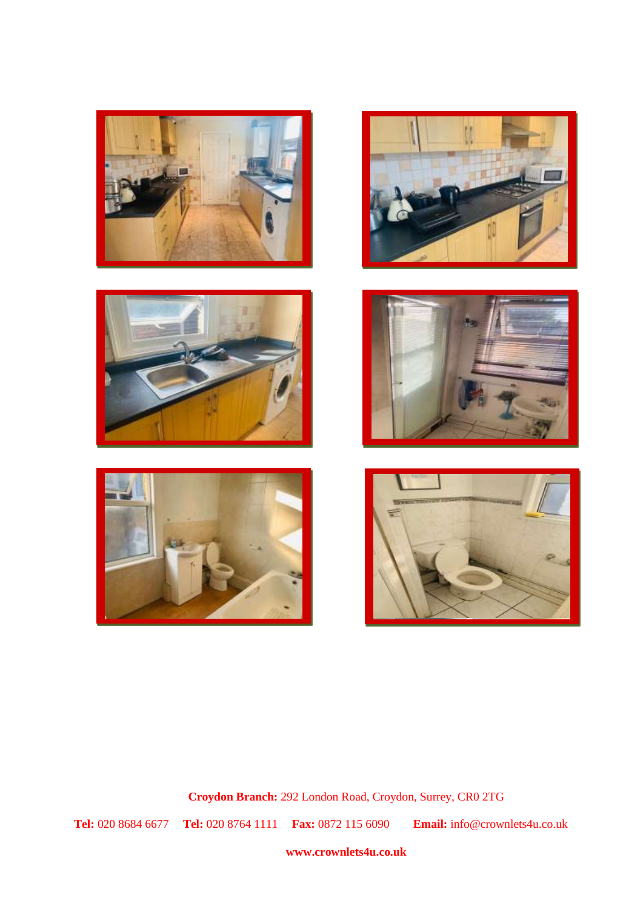**Croydon Branch:** 292 London Road, Croydon, Surrey, CR0 2TG

**Tel:** 020 8684 6677 **Tel:** 020 8764 1111 **Fax:** 0872 115 6090 **Email:** info@crownlets4u.co.uk

**www.crownlets4u.co.uk**